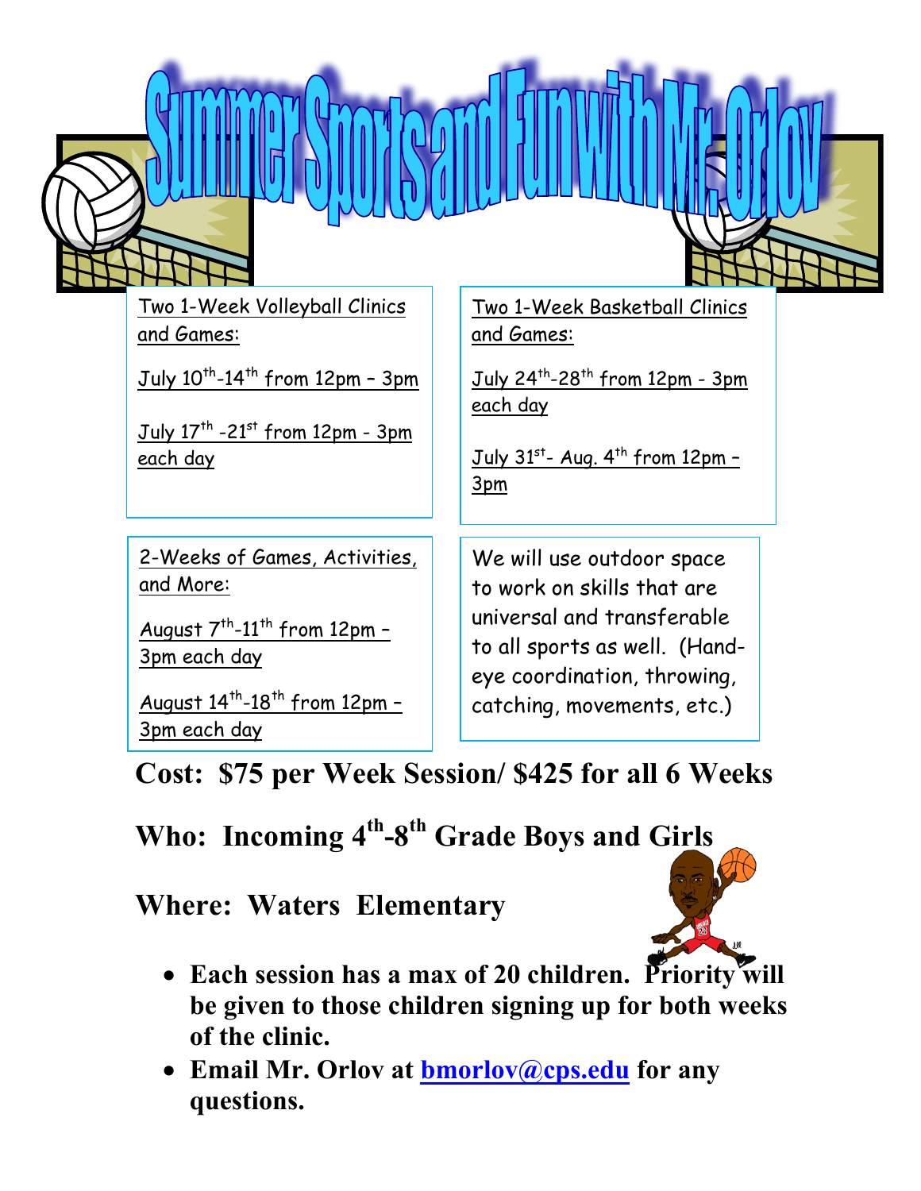# Summer Sports and Fun with Mr. Orlov

Two 1-Week Volleyball Clinics and Games:

July 10th-14th from 12pm – 3pm

July 17th -21st from 12pm - 3pm each day

Two 1-Week Basketball Clinics and Games:

July 24th-28th from 12pm - 3pm each day

July 31st- Aug. 4th from 12pm – 3pm

2-Weeks of Games, Activities, and More:

August 7th-11th from 12pm – 3pm each day

August 14th-18th from 12pm – 3pm each day

We will use outdoor space to work on skills that are universal and transferable to all sports as well. (Hand-eye coordination, throwing, catching, movements, etc.)

**Cost: $75 per Week Session/ $425 for all 6 Weeks**

**Who: Incoming 4th-8th Grade Boys and Girls**

**Where: Waters Elementary**

- **Each session has a max of 20 children. Priority will be given to those children signing up for both weeks of the clinic.**
- **Email Mr. Orlov at bmorlov@cps.edu for any questions.**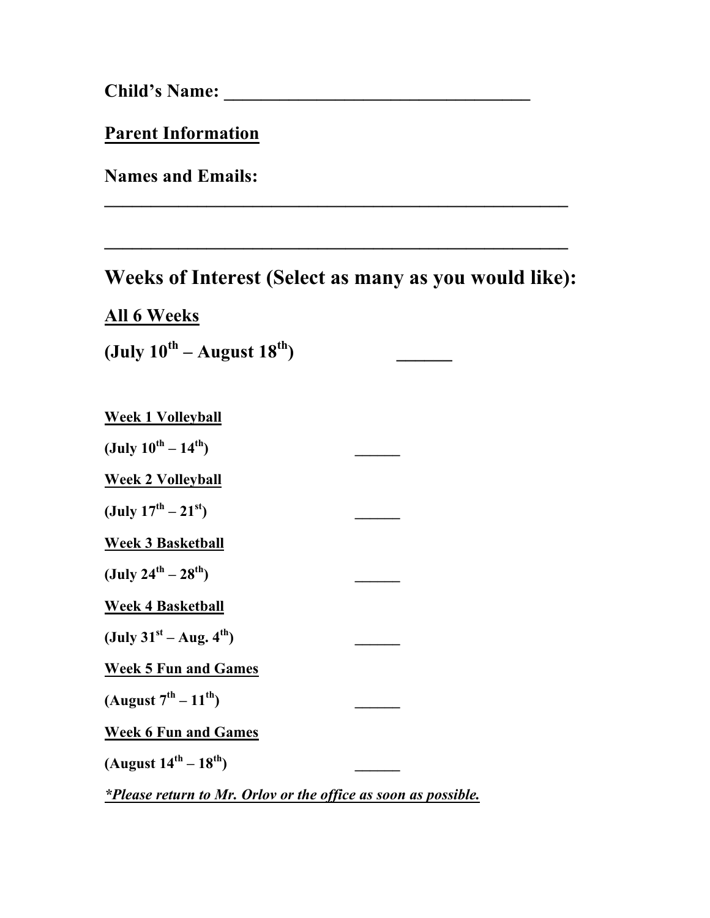**Child's Name: ________________________________**

**<u>Parent Information</u>**

**Names and Emails:**

**_________________________________________________**

**_________________________________________________**

## Weeks of Interest (Select as many as you would like):

**<u>All 6 Weeks</u>**

**(July 10th – August 18th)** ______

**<u>Week 1 Volleyball</u>**

**(July 10th – 14th)** ______

**<u>Week 2 Volleyball</u>**

**(July 17th – 21st)** ______

**<u>Week 3 Basketball</u>**

**(July 24th – 28th)** ______

**<u>Week 4 Basketball</u>**

**(July 31st – Aug. 4th)** ______

**<u>Week 5 Fun and Games</u>**

**(August 7th – 11th)** ______

**<u>Week 6 Fun and Games</u>**

**(August 14th – 18th)** ______

***<u>*Please return to Mr. Orlov or the office as soon as possible.</u>***